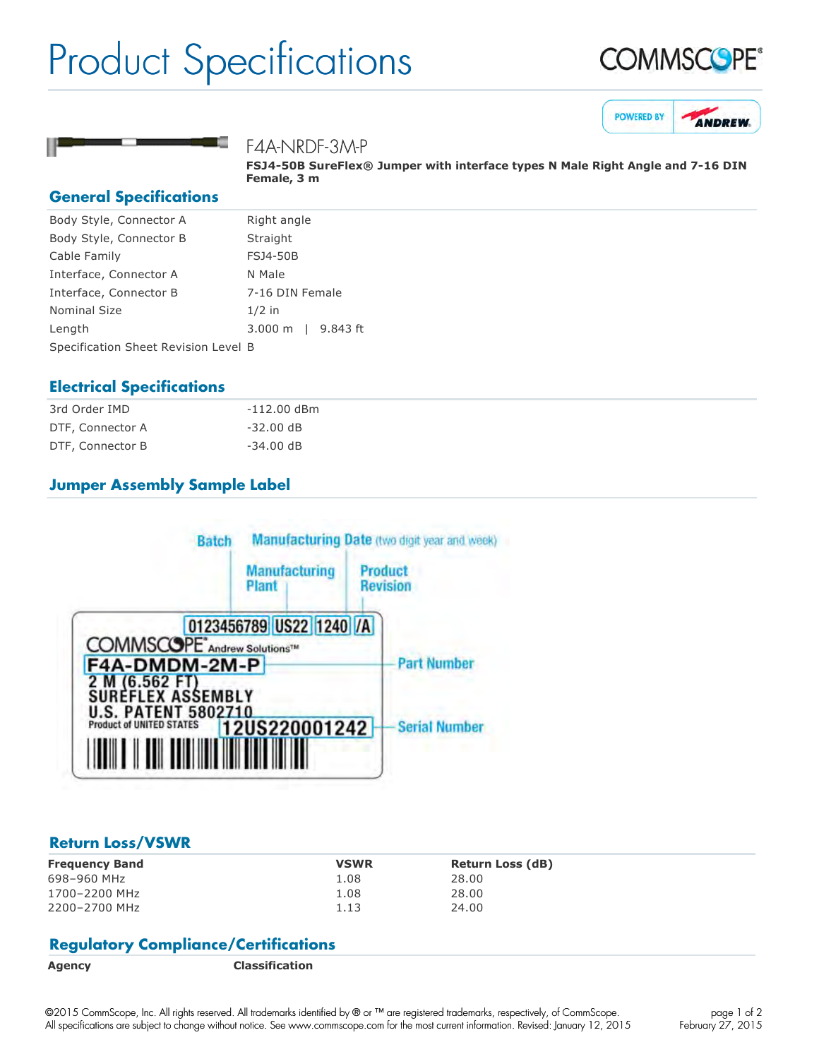# Product Specifications

COMMSCOPE®

POWERED BY ANDREW

F4A-NRDF-3M-P

**FSJ4-50B SureFlex® Jumper with interface types N Male Right Angle and 7-16 DIN Female, 3 m**

## General Specifications

| | |
|---|---|
| Body Style, Connector A | Right angle |
| Body Style, Connector B | Straight |
| Cable Family | FSJ4-50B |
| Interface, Connector A | N Male |
| Interface, Connector B | 7-16 DIN Female |
| Nominal Size | 1/2 in |
| Length | 3.000 m \| 9.843 ft |
| Specification Sheet Revision Level | B |

## Electrical Specifications

| | |
|---|---|
| 3rd Order IMD | -112.00 dBm |
| DTF, Connector A | -32.00 dB |
| DTF, Connector B | -34.00 dB |

## Jumper Assembly Sample Label

Batch — Manufacturing Date (two digit year and week) — Manufacturing Plant — Product Revision

0123456789 US22 1240 /A

COMMSCOPE® Andrew Solutions™

F4A-DMDM-2M-P — Part Number

2 M (6.562 FT)
SUREFLEX ASSEMBLY
U.S. PATENT 5802710
Product of UNITED STATES

12US220001242 — Serial Number

## Return Loss/VSWR

| Frequency Band | VSWR | Return Loss (dB) |
|---|---|---|
| 698–960 MHz | 1.08 | 28.00 |
| 1700–2200 MHz | 1.08 | 28.00 |
| 2200–2700 MHz | 1.13 | 24.00 |

## Regulatory Compliance/Certifications

| Agency | Classification |
|---|---|

©2015 CommScope, Inc. All rights reserved. All trademarks identified by ® or ™ are registered trademarks, respectively, of CommScope. All specifications are subject to change without notice. See www.commscope.com for the most current information. Revised: January 12, 2015

February 27, 2015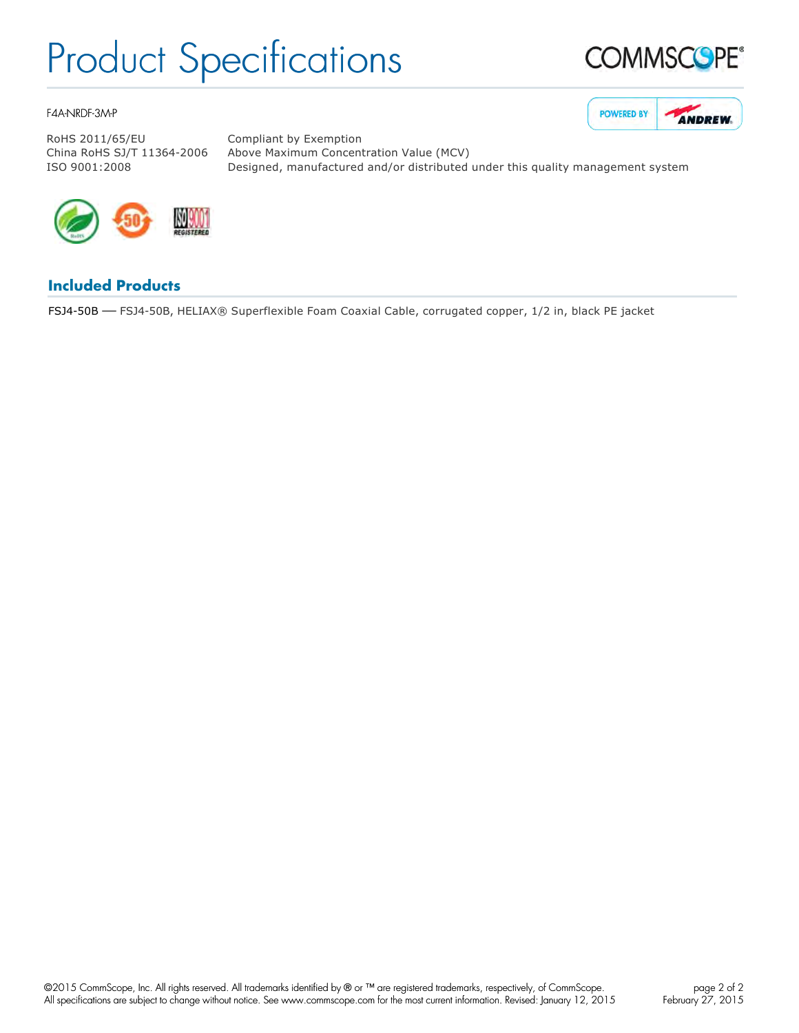# Product Specifications

F4A-NRDF-3M-P

| | |
|---|---|
| RoHS 2011/65/EU | Compliant by Exemption |
| China RoHS SJ/T 11364-2006 | Above Maximum Concentration Value (MCV) |
| ISO 9001:2008 | Designed, manufactured and/or distributed under this quality management system |

## Included Products

FSJ4-50B — FSJ4-50B, HELIAX® Superflexible Foam Coaxial Cable, corrugated copper, 1/2 in, black PE jacket

©2015 CommScope, Inc. All rights reserved. All trademarks identified by ® or ™ are registered trademarks, respectively, of CommScope.
All specifications are subject to change without notice. See www.commscope.com for the most current information. Revised: January 12, 2015

February 27, 2015